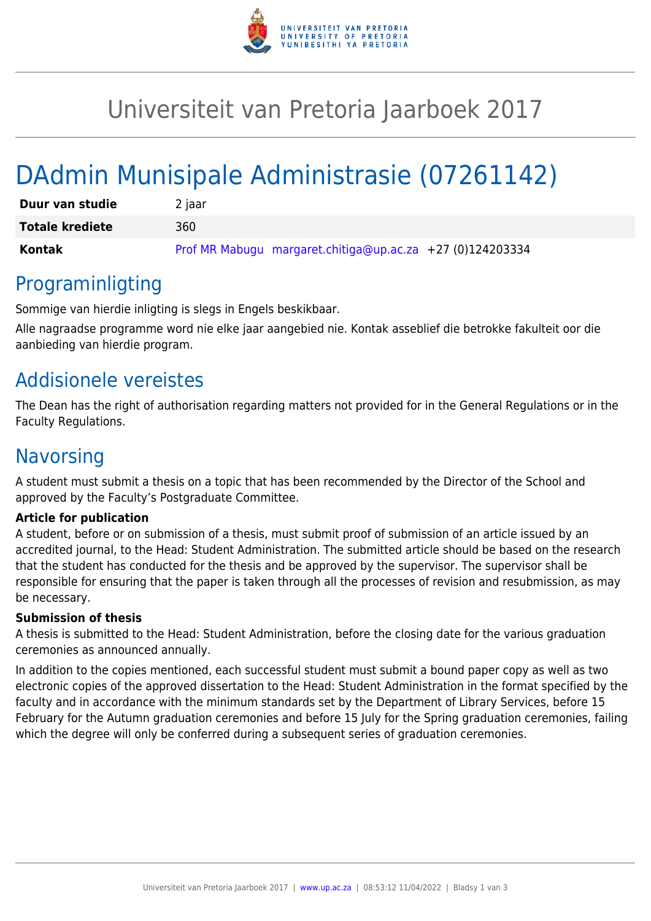# Universiteit van Pretoria Jaarboek 2017

# DAdmin Munisipale Administrasie (07261142)

| | |
|---|---|
| **Duur van studie** | 2 jaar |
| **Totale krediete** | 360 |
| **Kontak** | Prof MR Mabugu margaret.chitiga@up.ac.za +27 (0)124203334 |

## Programinligting

Sommige van hierdie inligting is slegs in Engels beskikbaar.

Alle nagraadse programme word nie elke jaar aangebied nie. Kontak asseblief die betrokke fakulteit oor die aanbieding van hierdie program.

## Addisionele vereistes

The Dean has the right of authorisation regarding matters not provided for in the General Regulations or in the Faculty Regulations.

## Navorsing

A student must submit a thesis on a topic that has been recommended by the Director of the School and approved by the Faculty's Postgraduate Committee.

**Article for publication**

A student, before or on submission of a thesis, must submit proof of submission of an article issued by an accredited journal, to the Head: Student Administration. The submitted article should be based on the research that the student has conducted for the thesis and be approved by the supervisor. The supervisor shall be responsible for ensuring that the paper is taken through all the processes of revision and resubmission, as may be necessary.

**Submission of thesis**

A thesis is submitted to the Head: Student Administration, before the closing date for the various graduation ceremonies as announced annually.

In addition to the copies mentioned, each successful student must submit a bound paper copy as well as two electronic copies of the approved dissertation to the Head: Student Administration in the format specified by the faculty and in accordance with the minimum standards set by the Department of Library Services, before 15 February for the Autumn graduation ceremonies and before 15 July for the Spring graduation ceremonies, failing which the degree will only be conferred during a subsequent series of graduation ceremonies.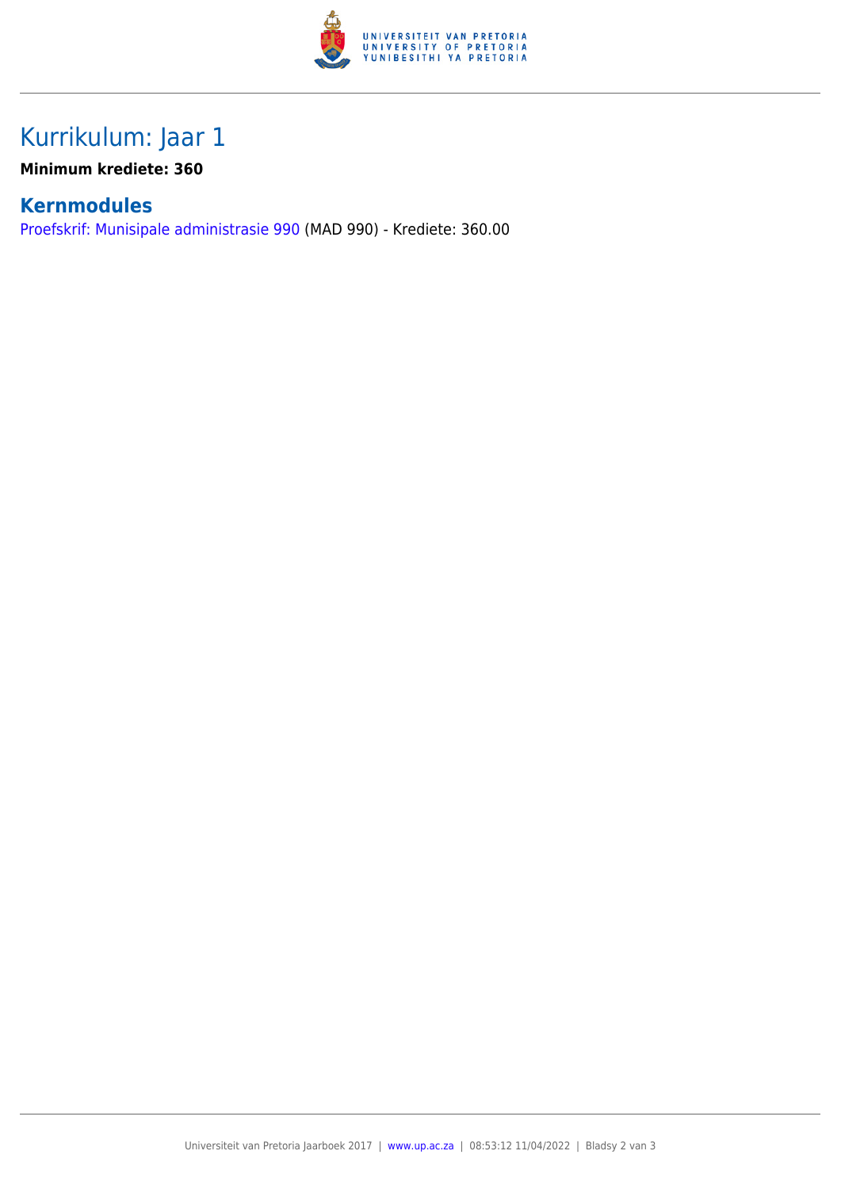# Kurrikulum: Jaar 1

**Minimum krediete: 360**

## Kernmodules

Proefskrif: Munisipale administrasie 990 (MAD 990) - Krediete: 360.00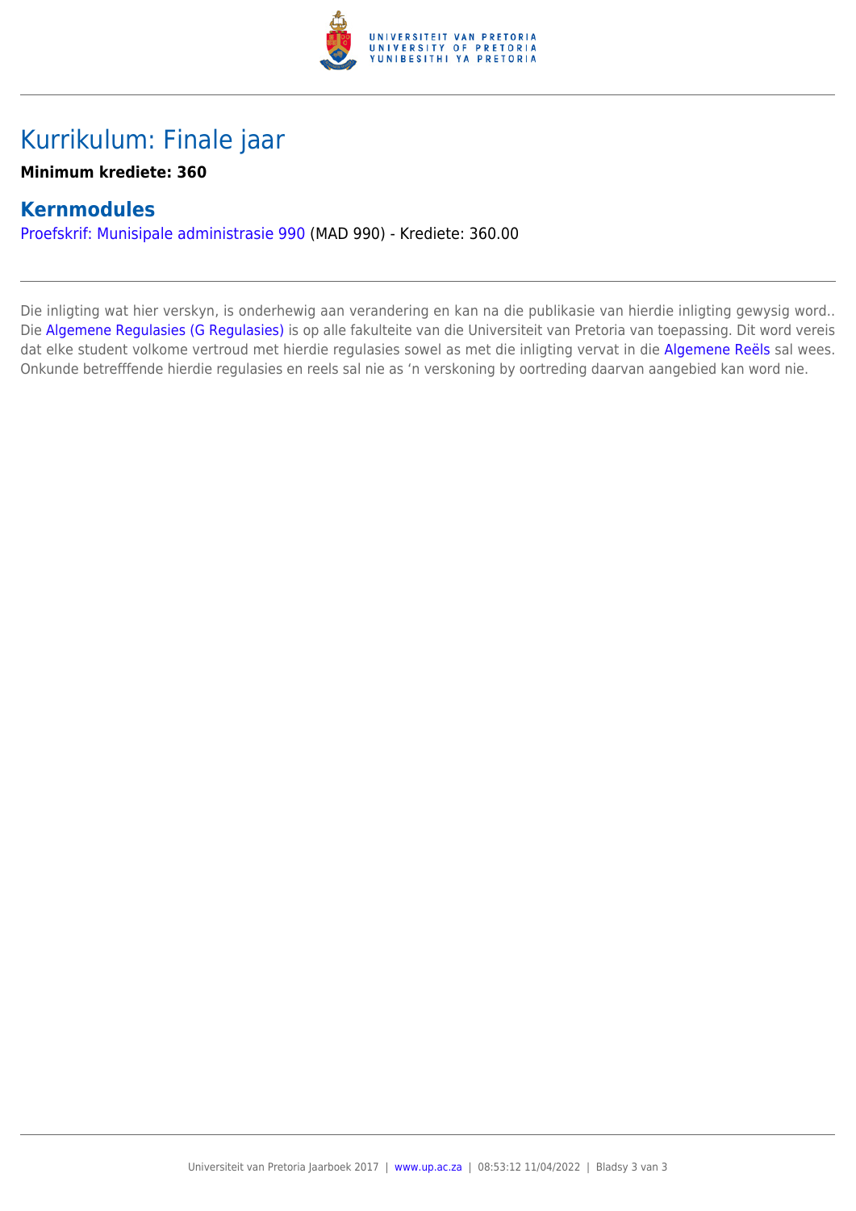# Kurrikulum: Finale jaar

**Minimum krediete: 360**

## Kernmodules

Proefskrif: Munisipale administrasie 990 (MAD 990) - Krediete: 360.00

Die inligting wat hier verskyn, is onderhewig aan verandering en kan na die publikasie van hierdie inligting gewysig word.. Die Algemene Regulasies (G Regulasies) is op alle fakulteite van die Universiteit van Pretoria van toepassing. Dit word vereis dat elke student volkome vertroud met hierdie regulasies sowel as met die inligting vervat in die Algemene Reëls sal wees. Onkunde betrefffende hierdie regulasies en reels sal nie as 'n verskoning by oortreding daarvan aangebied kan word nie.